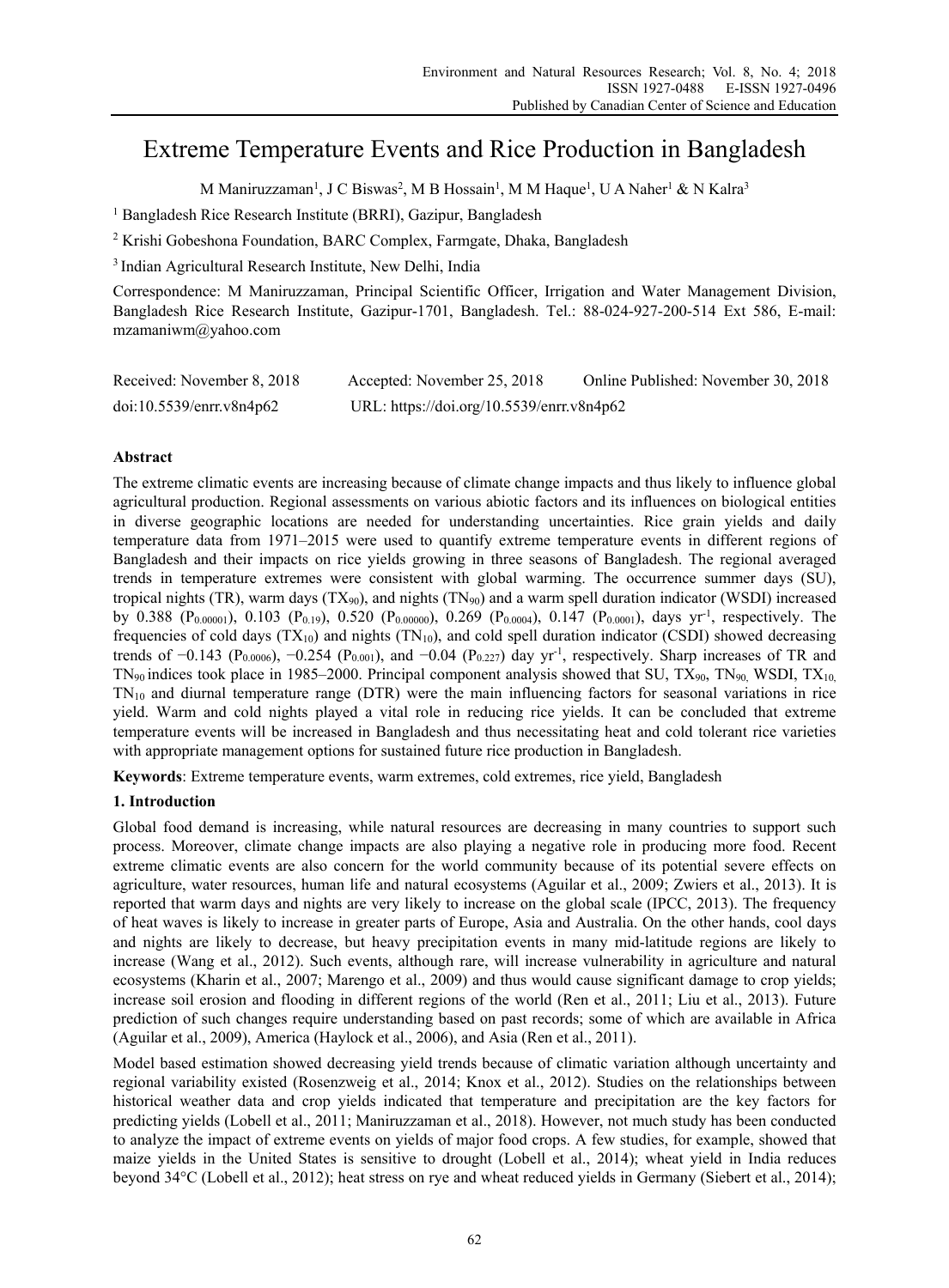# Extreme Temperature Events and Rice Production in Bangladesh

M Maniruzzaman[1], J C Biswas[2], M B Hossain[1], M M Haque[1], U A Naher[1] & N Kalra[3]

[1] Bangladesh Rice Research Institute (BRRI), Gazipur, Bangladesh

[2] Krishi Gobeshona Foundation, BARC Complex, Farmgate, Dhaka, Bangladesh

[3] Indian Agricultural Research Institute, New Delhi, India

Correspondence: M Maniruzzaman, Principal Scientific Officer, Irrigation and Water Management Division, Bangladesh Rice Research Institute, Gazipur-1701, Bangladesh. Tel.: 88-024-927-200-514 Ext 586, E-mail: mzamaniwm@yahoo.com

Received: November 8, 2018 Accepted: November 25, 2018 Online Published: November 30, 2018

doi:10.5539/enrr.v8n4p62 URL: https://doi.org/10.5539/enrr.v8n4p62

## Abstract

The extreme climatic events are increasing because of climate change impacts and thus likely to influence global agricultural production. Regional assessments on various abiotic factors and its influences on biological entities in diverse geographic locations are needed for understanding uncertainties. Rice grain yields and daily temperature data from 1971–2015 were used to quantify extreme temperature events in different regions of Bangladesh and their impacts on rice yields growing in three seasons of Bangladesh. The regional averaged trends in temperature extremes were consistent with global warming. The occurrence summer days (SU), tropical nights (TR), warm days ($TX_{90}$), and nights ($TN_{90}$) and a warm spell duration indicator (WSDI) increased by 0.388 ($P_{0.00001}$), 0.103 ($P_{0.19}$), 0.520 ($P_{0.00000}$), 0.269 ($P_{0.0004}$), 0.147 ($P_{0.0001}$), days yr$^{-1}$, respectively. The frequencies of cold days ($TX_{10}$) and nights ($TN_{10}$), and cold spell duration indicator (CSDI) showed decreasing trends of −0.143 ($P_{0.0006}$), −0.254 ($P_{0.001}$), and −0.04 ($P_{0.227}$) day yr$^{-1}$, respectively. Sharp increases of TR and $TN_{90}$ indices took place in 1985–2000. Principal component analysis showed that SU, $TX_{90}$, $TN_{90}$, WSDI, $TX_{10}$, $TN_{10}$ and diurnal temperature range (DTR) were the main influencing factors for seasonal variations in rice yield. Warm and cold nights played a vital role in reducing rice yields. It can be concluded that extreme temperature events will be increased in Bangladesh and thus necessitating heat and cold tolerant rice varieties with appropriate management options for sustained future rice production in Bangladesh.

**Keywords**: Extreme temperature events, warm extremes, cold extremes, rice yield, Bangladesh

## 1. Introduction

Global food demand is increasing, while natural resources are decreasing in many countries to support such process. Moreover, climate change impacts are also playing a negative role in producing more food. Recent extreme climatic events are also concern for the world community because of its potential severe effects on agriculture, water resources, human life and natural ecosystems (Aguilar et al., 2009; Zwiers et al., 2013). It is reported that warm days and nights are very likely to increase on the global scale (IPCC, 2013). The frequency of heat waves is likely to increase in greater parts of Europe, Asia and Australia. On the other hands, cool days and nights are likely to decrease, but heavy precipitation events in many mid-latitude regions are likely to increase (Wang et al., 2012). Such events, although rare, will increase vulnerability in agriculture and natural ecosystems (Kharin et al., 2007; Marengo et al., 2009) and thus would cause significant damage to crop yields; increase soil erosion and flooding in different regions of the world (Ren et al., 2011; Liu et al., 2013). Future prediction of such changes require understanding based on past records; some of which are available in Africa (Aguilar et al., 2009), America (Haylock et al., 2006), and Asia (Ren et al., 2011).

Model based estimation showed decreasing yield trends because of climatic variation although uncertainty and regional variability existed (Rosenzweig et al., 2014; Knox et al., 2012). Studies on the relationships between historical weather data and crop yields indicated that temperature and precipitation are the key factors for predicting yields (Lobell et al., 2011; Maniruzzaman et al., 2018). However, not much study has been conducted to analyze the impact of extreme events on yields of major food crops. A few studies, for example, showed that maize yields in the United States is sensitive to drought (Lobell et al., 2014); wheat yield in India reduces beyond 34°C (Lobell et al., 2012); heat stress on rye and wheat reduced yields in Germany (Siebert et al., 2014);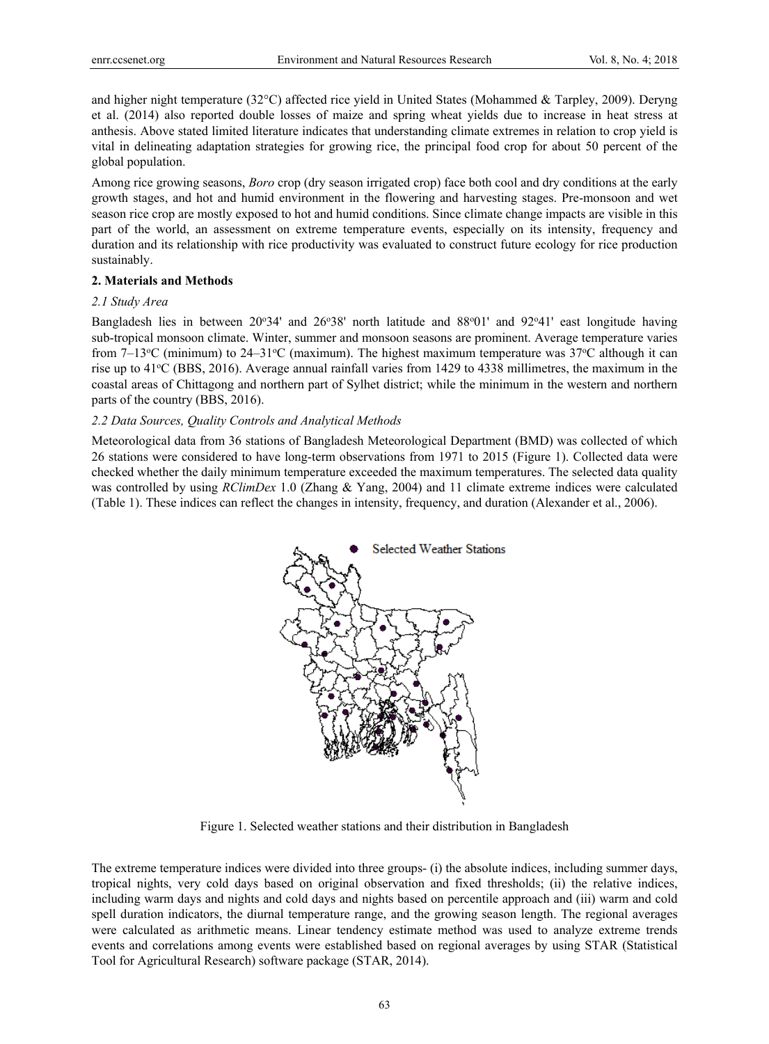and higher night temperature (32°C) affected rice yield in United States (Mohammed & Tarpley, 2009). Deryng et al. (2014) also reported double losses of maize and spring wheat yields due to increase in heat stress at anthesis. Above stated limited literature indicates that understanding climate extremes in relation to crop yield is vital in delineating adaptation strategies for growing rice, the principal food crop for about 50 percent of the global population.

Among rice growing seasons, *Boro* crop (dry season irrigated crop) face both cool and dry conditions at the early growth stages, and hot and humid environment in the flowering and harvesting stages. Pre-monsoon and wet season rice crop are mostly exposed to hot and humid conditions. Since climate change impacts are visible in this part of the world, an assessment on extreme temperature events, especially on its intensity, frequency and duration and its relationship with rice productivity was evaluated to construct future ecology for rice production sustainably.

## 2. Materials and Methods

### *2.1 Study Area*

Bangladesh lies in between 20°34' and 26°38' north latitude and 88°01' and 92°41' east longitude having sub-tropical monsoon climate. Winter, summer and monsoon seasons are prominent. Average temperature varies from 7–13°C (minimum) to 24–31°C (maximum). The highest maximum temperature was 37°C although it can rise up to 41°C (BBS, 2016). Average annual rainfall varies from 1429 to 4338 millimetres, the maximum in the coastal areas of Chittagong and northern part of Sylhet district; while the minimum in the western and northern parts of the country (BBS, 2016).

### *2.2 Data Sources, Quality Controls and Analytical Methods*

Meteorological data from 36 stations of Bangladesh Meteorological Department (BMD) was collected of which 26 stations were considered to have long-term observations from 1971 to 2015 (Figure 1). Collected data were checked whether the daily minimum temperature exceeded the maximum temperatures. The selected data quality was controlled by using *RClimDex* 1.0 (Zhang & Yang, 2004) and 11 climate extreme indices were calculated (Table 1). These indices can reflect the changes in intensity, frequency, and duration (Alexander et al., 2006).

Figure 1. Selected weather stations and their distribution in Bangladesh

The extreme temperature indices were divided into three groups- (i) the absolute indices, including summer days, tropical nights, very cold days based on original observation and fixed thresholds; (ii) the relative indices, including warm days and nights and cold days and nights based on percentile approach and (iii) warm and cold spell duration indicators, the diurnal temperature range, and the growing season length. The regional averages were calculated as arithmetic means. Linear tendency estimate method was used to analyze extreme trends events and correlations among events were established based on regional averages by using STAR (Statistical Tool for Agricultural Research) software package (STAR, 2014).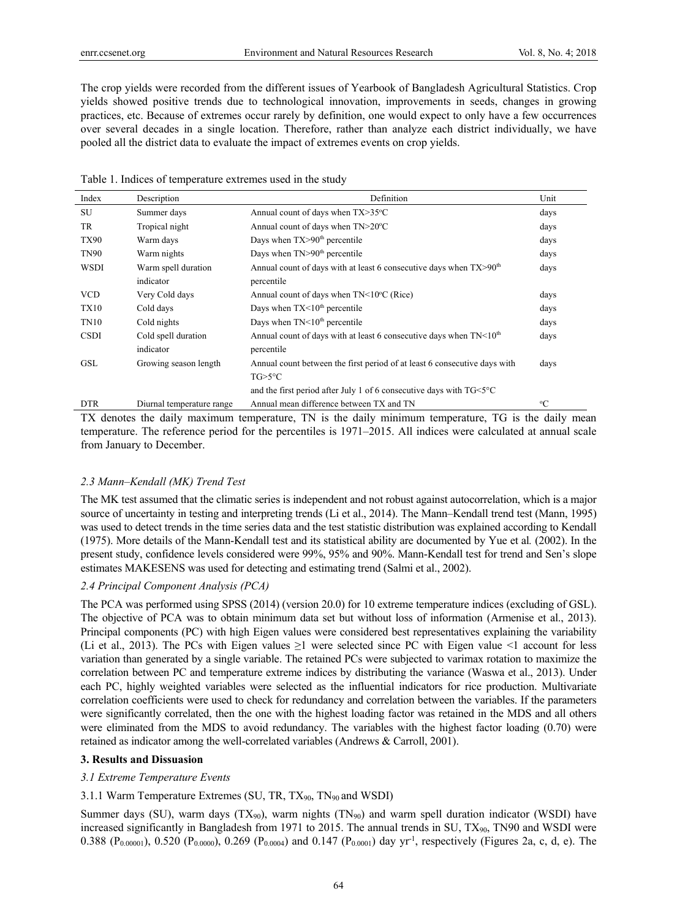The crop yields were recorded from the different issues of Yearbook of Bangladesh Agricultural Statistics. Crop yields showed positive trends due to technological innovation, improvements in seeds, changes in growing practices, etc. Because of extremes occur rarely by definition, one would expect to only have a few occurrences over several decades in a single location. Therefore, rather than analyze each district individually, we have pooled all the district data to evaluate the impact of extremes events on crop yields.

Table 1. Indices of temperature extremes used in the study

| Index | Description | Definition | Unit |
|---|---|---|---|
| SU | Summer days | Annual count of days when TX>35°C | days |
| TR | Tropical night | Annual count of days when TN>20°C | days |
| TX90 | Warm days | Days when TX>90th percentile | days |
| TN90 | Warm nights | Days when TN>90th percentile | days |
| WSDI | Warm spell duration indicator | Annual count of days with at least 6 consecutive days when TX>90th percentile | days |
| VCD | Very Cold days | Annual count of days when TN<10°C (Rice) | days |
| TX10 | Cold days | Days when TX<10th percentile | days |
| TN10 | Cold nights | Days when TN<10th percentile | days |
| CSDI | Cold spell duration indicator | Annual count of days with at least 6 consecutive days when TN<10th percentile | days |
| GSL | Growing season length | Annual count between the first period of at least 6 consecutive days with TG>5°C and the first period after July 1 of 6 consecutive days with TG<5°C | days |
| DTR | Diurnal temperature range | Annual mean difference between TX and TN | °C |

TX denotes the daily maximum temperature, TN is the daily minimum temperature, TG is the daily mean temperature. The reference period for the percentiles is 1971–2015. All indices were calculated at annual scale from January to December.

### 2.3 Mann–Kendall (MK) Trend Test

The MK test assumed that the climatic series is independent and not robust against autocorrelation, which is a major source of uncertainty in testing and interpreting trends (Li et al., 2014). The Mann–Kendall trend test (Mann, 1995) was used to detect trends in the time series data and the test statistic distribution was explained according to Kendall (1975). More details of the Mann-Kendall test and its statistical ability are documented by Yue et al. (2002). In the present study, confidence levels considered were 99%, 95% and 90%. Mann-Kendall test for trend and Sen's slope estimates MAKESENS was used for detecting and estimating trend (Salmi et al., 2002).

### 2.4 Principal Component Analysis (PCA)

The PCA was performed using SPSS (2014) (version 20.0) for 10 extreme temperature indices (excluding of GSL). The objective of PCA was to obtain minimum data set but without loss of information (Armenise et al., 2013). Principal components (PC) with high Eigen values were considered best representatives explaining the variability (Li et al., 2013). The PCs with Eigen values ≥1 were selected since PC with Eigen value <1 account for less variation than generated by a single variable. The retained PCs were subjected to varimax rotation to maximize the correlation between PC and temperature extreme indices by distributing the variance (Waswa et al., 2013). Under each PC, highly weighted variables were selected as the influential indicators for rice production. Multivariate correlation coefficients were used to check for redundancy and correlation between the variables. If the parameters were significantly correlated, then the one with the highest loading factor was retained in the MDS and all others were eliminated from the MDS to avoid redundancy. The variables with the highest factor loading (0.70) were retained as indicator among the well-correlated variables (Andrews & Carroll, 2001).

## 3. Results and Dissuasion

### 3.1 Extreme Temperature Events

#### 3.1.1 Warm Temperature Extremes (SU, TR, $TX_{90}$, $TN_{90}$ and WSDI)

Summer days (SU), warm days ($TX_{90}$), warm nights ($TN_{90}$) and warm spell duration indicator (WSDI) have increased significantly in Bangladesh from 1971 to 2015. The annual trends in SU, $TX_{90}$, TN90 and WSDI were 0.388 ($P_{0.00001}$), 0.520 ($P_{0.0000}$), 0.269 ($P_{0.0004}$) and 0.147 ($P_{0.0001}$) day $yr^{-1}$, respectively (Figures 2a, c, d, e). The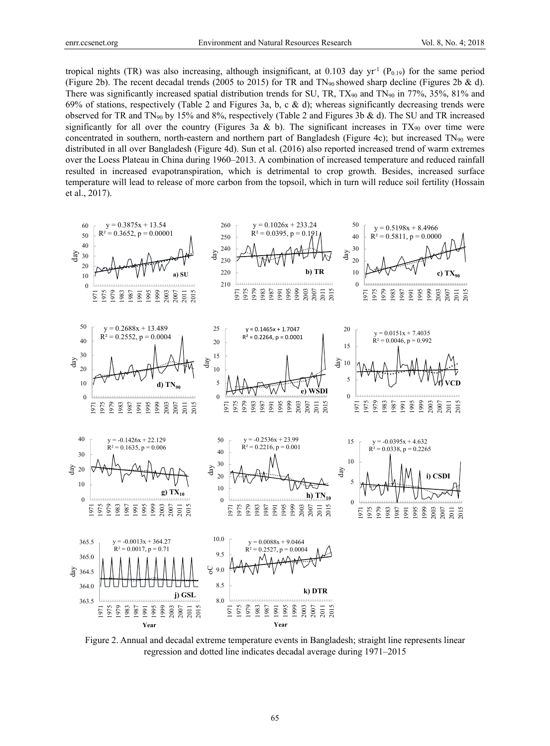tropical nights (TR) was also increasing, although insignificant, at 0.103 day yr$^{-1}$ ($P_{0.19}$) for the same period (Figure 2b). The recent decadal trends (2005 to 2015) for TR and $TN_{90}$ showed sharp decline (Figures 2b & d). There was significantly increased spatial distribution trends for SU, TR, $TX_{90}$ and $TN_{90}$ in 77%, 35%, 81% and 69% of stations, respectively (Table 2 and Figures 3a, b, c & d); whereas significantly decreasing trends were observed for TR and $TN_{90}$ by 15% and 8%, respectively (Table 2 and Figures 3b & d). The SU and TR increased significantly for all over the country (Figures 3a & b). The significant increases in $TX_{90}$ over time were concentrated in southern, north-eastern and northern part of Bangladesh (Figure 4c); but increased $TN_{90}$ were distributed in all over Bangladesh (Figure 4d). Sun et al. (2016) also reported increased trend of warm extremes over the Loess Plateau in China during 1960–2013. A combination of increased temperature and reduced rainfall resulted in increased evapotranspiration, which is detrimental to crop growth. Besides, increased surface temperature will lead to release of more carbon from the topsoil, which in turn will reduce soil fertility (Hossain et al., 2017).

Figure 2. Annual and decadal extreme temperature events in Bangladesh; straight line represents linear regression and dotted line indicates decadal average during 1971–2015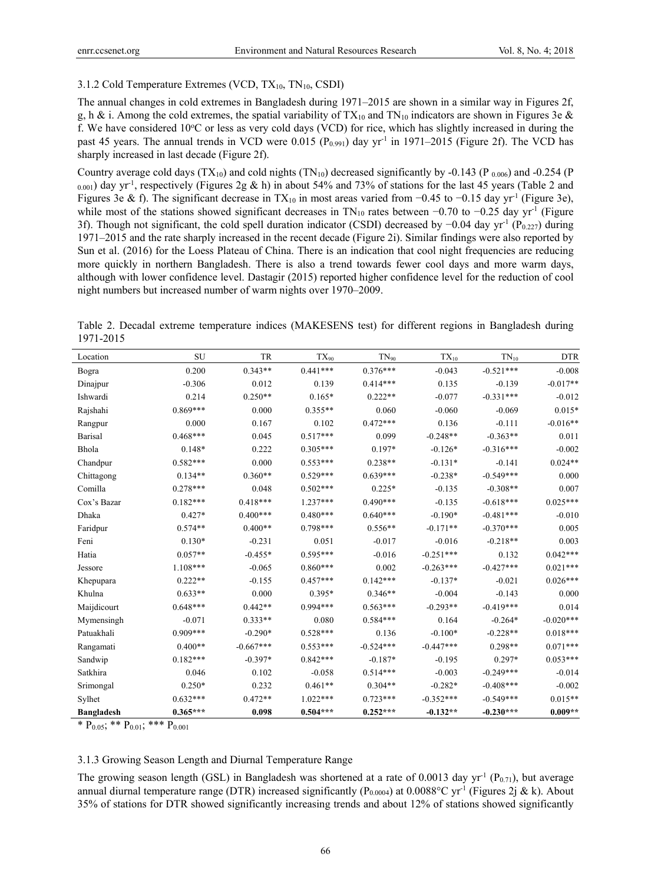### 3.1.2 Cold Temperature Extremes (VCD, $TX_{10}$, $TN_{10}$, CSDI)

The annual changes in cold extremes in Bangladesh during 1971–2015 are shown in a similar way in Figures 2f, g, h & i. Among the cold extremes, the spatial variability of $TX_{10}$ and $TN_{10}$ indicators are shown in Figures 3e & f. We have considered 10°C or less as very cold days (VCD) for rice, which has slightly increased in during the past 45 years. The annual trends in VCD were 0.015 ($P_{0.991}$) day yr$^{-1}$ in 1971–2015 (Figure 2f). The VCD has sharply increased in last decade (Figure 2f).

Country average cold days ($TX_{10}$) and cold nights ($TN_{10}$) decreased significantly by -0.143 ($P_{0.006}$) and -0.254 ($P_{0.001}$) day yr$^{-1}$, respectively (Figures 2g & h) in about 54% and 73% of stations for the last 45 years (Table 2 and Figures 3e & f). The significant decrease in $TX_{10}$ in most areas varied from −0.45 to −0.15 day yr$^{-1}$ (Figure 3e), while most of the stations showed significant decreases in $TN_{10}$ rates between −0.70 to −0.25 day yr$^{-1}$ (Figure 3f). Though not significant, the cold spell duration indicator (CSDI) decreased by −0.04 day yr$^{-1}$ ($P_{0.227}$) during 1971–2015 and the rate sharply increased in the recent decade (Figure 2i). Similar findings were also reported by Sun et al. (2016) for the Loess Plateau of China. There is an indication that cool night frequencies are reducing more quickly in northern Bangladesh. There is also a trend towards fewer cool days and more warm days, although with lower confidence level. Dastagir (2015) reported higher confidence level for the reduction of cool night numbers but increased number of warm nights over 1970–2009.

Table 2. Decadal extreme temperature indices (MAKESENS test) for different regions in Bangladesh during 1971-2015

| Location | SU | TR | $TX_{90}$ | $TN_{90}$ | $TX_{10}$ | $TN_{10}$ | DTR |
|---|---|---|---|---|---|---|---|
| Bogra | 0.200 | 0.343** | 0.441*** | 0.376*** | -0.043 | -0.521*** | -0.008 |
| Dinajpur | -0.306 | 0.012 | 0.139 | 0.414*** | 0.135 | -0.139 | -0.017** |
| Ishwardi | 0.214 | 0.250** | 0.165* | 0.222** | -0.077 | -0.331*** | -0.012 |
| Rajshahi | 0.869*** | 0.000 | 0.355** | 0.060 | -0.060 | -0.069 | 0.015* |
| Rangpur | 0.000 | 0.167 | 0.102 | 0.472*** | 0.136 | -0.111 | -0.016** |
| Barisal | 0.468*** | 0.045 | 0.517*** | 0.099 | -0.248** | -0.363** | 0.011 |
| Bhola | 0.148* | 0.222 | 0.305*** | 0.197* | -0.126* | -0.316*** | -0.002 |
| Chandpur | 0.582*** | 0.000 | 0.553*** | 0.238** | -0.131* | -0.141 | 0.024** |
| Chittagong | 0.134** | 0.360** | 0.529*** | 0.639*** | -0.238* | -0.549*** | 0.000 |
| Comilla | 0.278*** | 0.048 | 0.502*** | 0.225* | -0.135 | -0.308** | 0.007 |
| Cox's Bazar | 0.182*** | 0.418*** | 1.237*** | 0.490*** | -0.135 | -0.618*** | 0.025*** |
| Dhaka | 0.427* | 0.400*** | 0.480*** | 0.640*** | -0.190* | -0.481*** | -0.010 |
| Faridpur | 0.574** | 0.400** | 0.798*** | 0.556** | -0.171** | -0.370*** | 0.005 |
| Feni | 0.130* | -0.231 | 0.051 | -0.017 | -0.016 | -0.218** | 0.003 |
| Hatia | 0.057** | -0.455* | 0.595*** | -0.016 | -0.251*** | 0.132 | 0.042*** |
| Jessore | 1.108*** | -0.065 | 0.860*** | 0.002 | -0.263*** | -0.427*** | 0.021*** |
| Khepupara | 0.222** | -0.155 | 0.457*** | 0.142*** | -0.137* | -0.021 | 0.026*** |
| Khulna | 0.633** | 0.000 | 0.395* | 0.346** | -0.004 | -0.143 | 0.000 |
| Maijdicourt | 0.648*** | 0.442** | 0.994*** | 0.563*** | -0.293** | -0.419*** | 0.014 |
| Mymensingh | -0.071 | 0.333** | 0.080 | 0.584*** | 0.164 | -0.264* | -0.020*** |
| Patuakhali | 0.909*** | -0.290* | 0.528*** | 0.136 | -0.100* | -0.228** | 0.018*** |
| Rangamati | 0.400** | -0.667*** | 0.553*** | -0.524*** | -0.447*** | 0.298** | 0.071*** |
| Sandwip | 0.182*** | -0.397* | 0.842*** | -0.187* | -0.195 | 0.297* | 0.053*** |
| Satkhira | 0.046 | 0.102 | -0.058 | 0.514*** | -0.003 | -0.249*** | -0.014 |
| Srimongal | 0.250* | 0.232 | 0.461** | 0.304** | -0.282* | -0.408*** | -0.002 |
| Sylhet | 0.632*** | 0.472** | 1.022*** | 0.723*** | -0.352*** | -0.549*** | 0.015** |
| **Bangladesh** | **0.365*** ** | **0.098** | **0.504*** ** | **0.252*** ** | **-0.132** ** | **-0.230*** ** | **0.009** ** |

* $P_{0.05}$; ** $P_{0.01}$; *** $P_{0.001}$

### 3.1.3 Growing Season Length and Diurnal Temperature Range

The growing season length (GSL) in Bangladesh was shortened at a rate of 0.0013 day yr$^{-1}$ ($P_{0.71}$), but average annual diurnal temperature range (DTR) increased significantly ($P_{0.0004}$) at 0.0088°C yr$^{-1}$ (Figures 2j & k). About 35% of stations for DTR showed significantly increasing trends and about 12% of stations showed significantly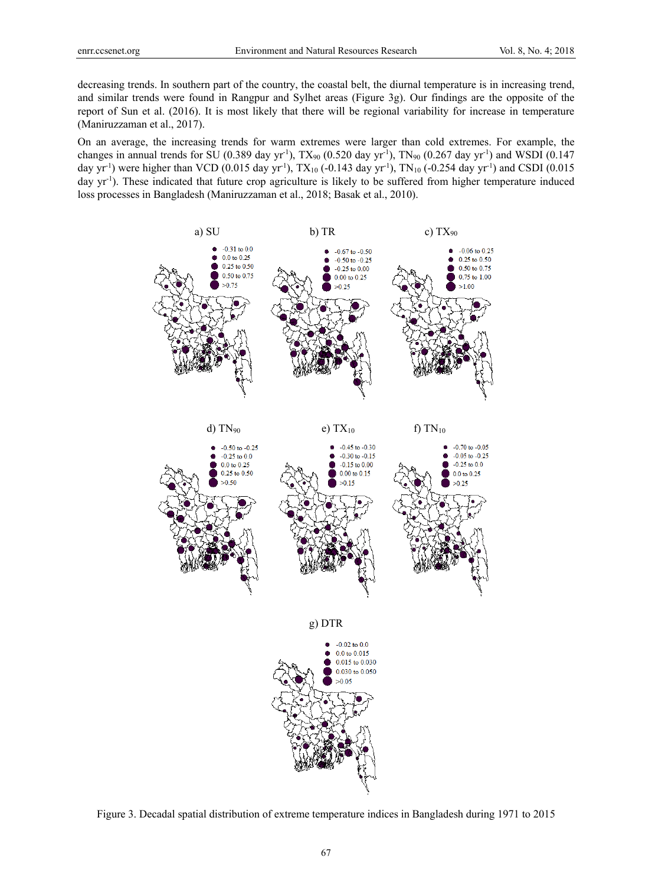decreasing trends. In southern part of the country, the coastal belt, the diurnal temperature is in increasing trend, and similar trends were found in Rangpur and Sylhet areas (Figure 3g). Our findings are the opposite of the report of Sun et al. (2016). It is most likely that there will be regional variability for increase in temperature (Maniruzzaman et al., 2017).

On an average, the increasing trends for warm extremes were larger than cold extremes. For example, the changes in annual trends for SU (0.389 day $yr^{-1}$), $TX_{90}$ (0.520 day $yr^{-1}$), $TN_{90}$ (0.267 day $yr^{-1}$) and WSDI (0.147 day $yr^{-1}$) were higher than VCD (0.015 day $yr^{-1}$), $TX_{10}$ (-0.143 day $yr^{-1}$), $TN_{10}$ (-0.254 day $yr^{-1}$) and CSDI (0.015 day $yr^{-1}$). These indicated that future crop agriculture is likely to be suffered from higher temperature induced loss processes in Bangladesh (Maniruzzaman et al., 2018; Basak et al., 2010).

a) SU — Legend: -0.31 to 0.0; 0.0 to 0.25; 0.25 to 0.50; 0.50 to 0.75; >0.75

b) TR — Legend: -0.67 to -0.50; -0.50 to -0.25; -0.25 to 0.00; 0.00 to 0.25; >0.25

c) $TX_{90}$ — Legend: -0.06 to 0.25; 0.25 to 0.50; 0.50 to 0.75; 0.75 to 1.00; >1.00

d) $TN_{90}$ — Legend: -0.50 to -0.25; -0.25 to 0.0; 0.0 to 0.25; 0.25 to 0.50; >0.50

e) $TX_{10}$ — Legend: -0.45 to -0.30; -0.30 to -0.15; -0.15 to 0.00; 0.00 to 0.15; >0.15

f) $TN_{10}$ — Legend: -0.70 to -0.05; -0.05 to -0.25; -0.25 to 0.0; 0.0 to 0.25; >0.25

g) DTR — Legend: -0.02 to 0.0; 0.0 to 0.015; 0.015 to 0.030; 0.030 to 0.050; >0.05

Figure 3. Decadal spatial distribution of extreme temperature indices in Bangladesh during 1971 to 2015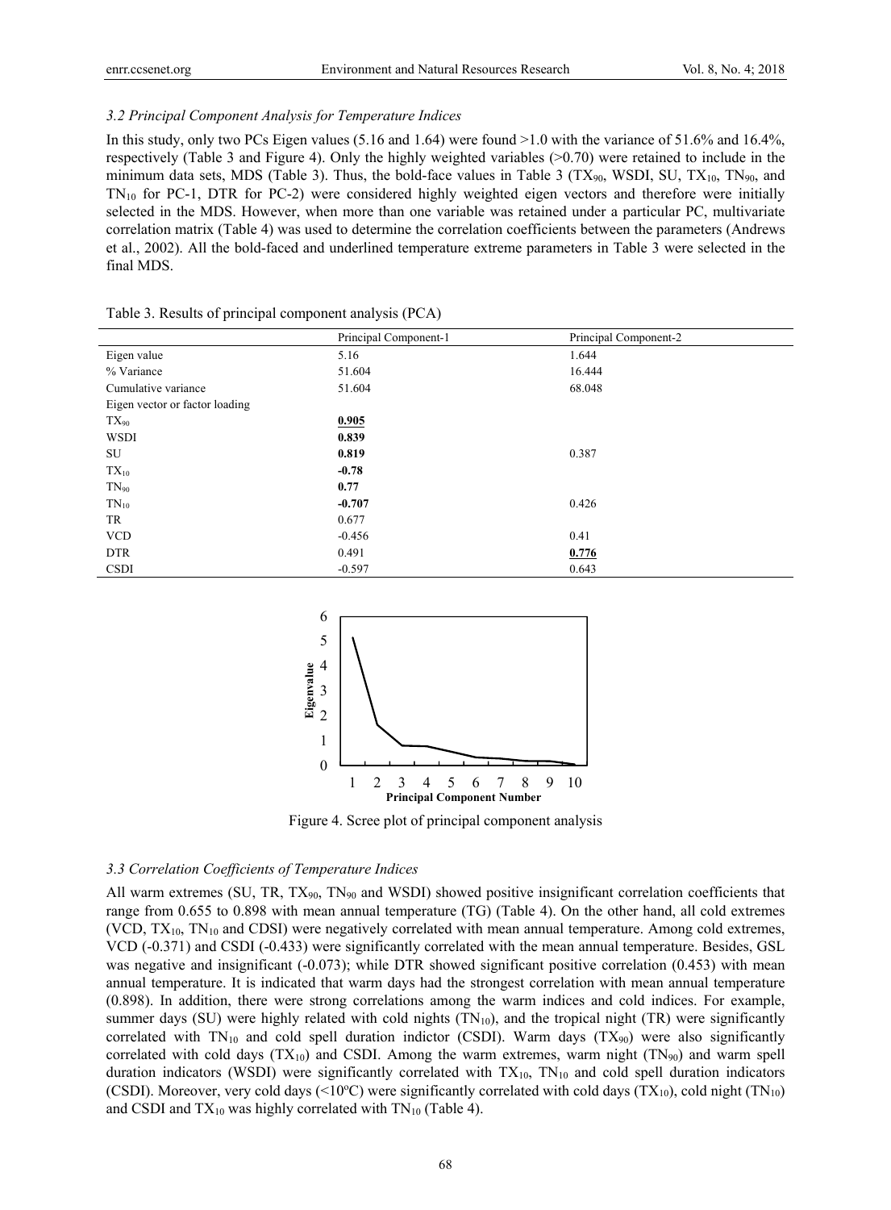### 3.2 Principal Component Analysis for Temperature Indices

In this study, only two PCs Eigen values (5.16 and 1.64) were found >1.0 with the variance of 51.6% and 16.4%, respectively (Table 3 and Figure 4). Only the highly weighted variables (>0.70) were retained to include in the minimum data sets, MDS (Table 3). Thus, the bold-face values in Table 3 ($TX_{90}$, WSDI, SU, $TX_{10}$, $TN_{90}$, and $TN_{10}$ for PC-1, DTR for PC-2) were considered highly weighted eigen vectors and therefore were initially selected in the MDS. However, when more than one variable was retained under a particular PC, multivariate correlation matrix (Table 4) was used to determine the correlation coefficients between the parameters (Andrews et al., 2002). All the bold-faced and underlined temperature extreme parameters in Table 3 were selected in the final MDS.

Table 3. Results of principal component analysis (PCA)

| | Principal Component-1 | Principal Component-2 |
|---|---|---|
| Eigen value | 5.16 | 1.644 |
| % Variance | 51.604 | 16.444 |
| Cumulative variance | 51.604 | 68.048 |
| Eigen vector or factor loading | | |
| $TX_{90}$ | <u>**0.905**</u> | |
| WSDI | **0.839** | |
| SU | **0.819** | 0.387 |
| $TX_{10}$ | **-0.78** | |
| $TN_{90}$ | **0.77** | |
| $TN_{10}$ | **-0.707** | 0.426 |
| TR | 0.677 | |
| VCD | -0.456 | 0.41 |
| DTR | 0.491 | <u>**0.776**</u> |
| CSDI | -0.597 | 0.643 |

Figure 4. Scree plot of principal component analysis

### 3.3 Correlation Coefficients of Temperature Indices

All warm extremes (SU, TR, $TX_{90}$, $TN_{90}$ and WSDI) showed positive insignificant correlation coefficients that range from 0.655 to 0.898 with mean annual temperature (TG) (Table 4). On the other hand, all cold extremes (VCD, $TX_{10}$, $TN_{10}$ and CDSI) were negatively correlated with mean annual temperature. Among cold extremes, VCD (-0.371) and CSDI (-0.433) were significantly correlated with the mean annual temperature. Besides, GSL was negative and insignificant (-0.073); while DTR showed significant positive correlation (0.453) with mean annual temperature. It is indicated that warm days had the strongest correlation with mean annual temperature (0.898). In addition, there were strong correlations among the warm indices and cold indices. For example, summer days (SU) were highly related with cold nights ($TN_{10}$), and the tropical night (TR) were significantly correlated with $TN_{10}$ and cold spell duration indictor (CSDI). Warm days ($TX_{90}$) were also significantly correlated with cold days ($TX_{10}$) and CSDI. Among the warm extremes, warm night ($TN_{90}$) and warm spell duration indicators (WSDI) were significantly correlated with $TX_{10}$, $TN_{10}$ and cold spell duration indicators (CSDI). Moreover, very cold days (<10°C) were significantly correlated with cold days ($TX_{10}$), cold night ($TN_{10}$) and CSDI and $TX_{10}$ was highly correlated with $TN_{10}$ (Table 4).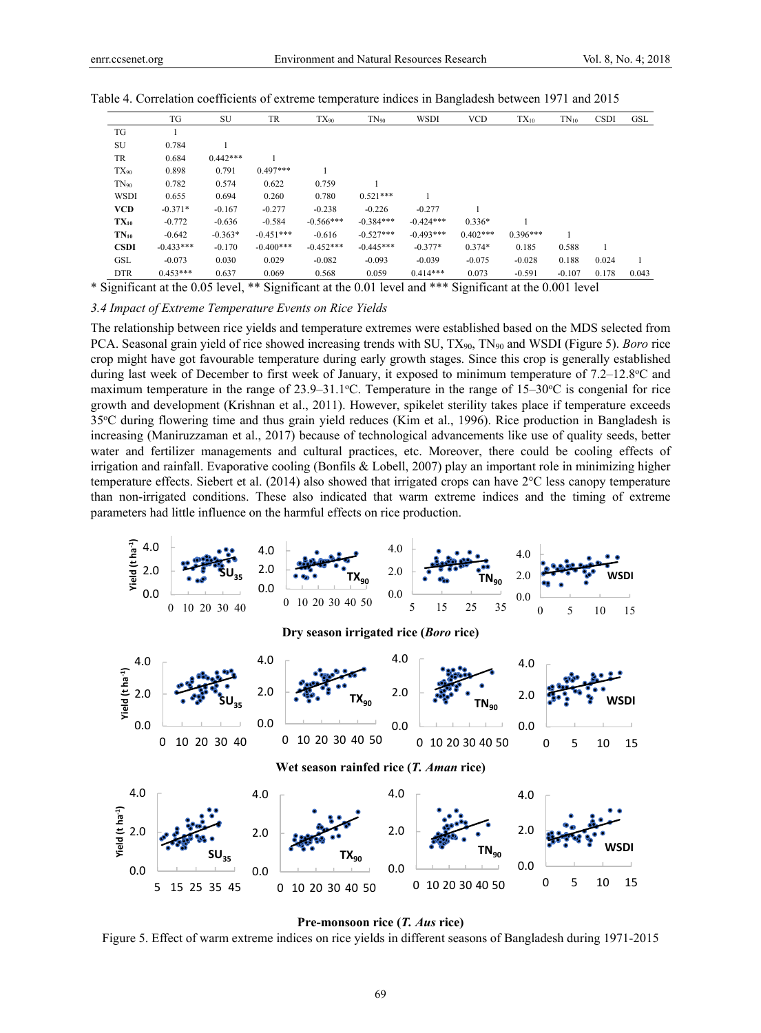Table 4. Correlation coefficients of extreme temperature indices in Bangladesh between 1971 and 2015

| | TG | SU | TR | $TX_{90}$ | $TN_{90}$ | WSDI | VCD | $TX_{10}$ | $TN_{10}$ | CSDI | GSL |
|---|---|---|---|---|---|---|---|---|---|---|---|
| TG | 1 | | | | | | | | | | |
| SU | 0.784 | 1 | | | | | | | | | |
| TR | 0.684 | 0.442*** | 1 | | | | | | | | |
| $TX_{90}$ | 0.898 | 0.791 | 0.497*** | 1 | | | | | | | |
| $TN_{90}$ | 0.782 | 0.574 | 0.622 | 0.759 | 1 | | | | | | |
| WSDI | 0.655 | 0.694 | 0.260 | 0.780 | 0.521*** | 1 | | | | | |
| **VCD** | -0.371* | -0.167 | -0.277 | -0.238 | -0.226 | -0.277 | 1 | | | | |
| **$TX_{10}$** | -0.772 | -0.636 | -0.584 | -0.566*** | -0.384*** | -0.424*** | 0.336* | 1 | | | |
| **$TN_{10}$** | -0.642 | -0.363* | -0.451*** | -0.616 | -0.527*** | -0.493*** | 0.402*** | 0.396*** | 1 | | |
| **CSDI** | -0.433*** | -0.170 | -0.400*** | -0.452*** | -0.445*** | -0.377* | 0.374* | 0.185 | 0.588 | 1 | |
| GSL | -0.073 | 0.030 | 0.029 | -0.082 | -0.093 | -0.039 | -0.075 | -0.028 | 0.188 | 0.024 | 1 |
| DTR | 0.453*** | 0.637 | 0.069 | 0.568 | 0.059 | 0.414*** | 0.073 | -0.591 | -0.107 | 0.178 | 0.043 |

* Significant at the 0.05 level, ** Significant at the 0.01 level and *** Significant at the 0.001 level

### 3.4 Impact of Extreme Temperature Events on Rice Yields

The relationship between rice yields and temperature extremes were established based on the MDS selected from PCA. Seasonal grain yield of rice showed increasing trends with SU, $TX_{90}$, $TN_{90}$ and WSDI (Figure 5). *Boro* rice crop might have got favourable temperature during early growth stages. Since this crop is generally established during last week of December to first week of January, it exposed to minimum temperature of 7.2–12.8°C and maximum temperature in the range of 23.9–31.1°C. Temperature in the range of 15–30°C is congenial for rice growth and development (Krishnan et al., 2011). However, spikelet sterility takes place if temperature exceeds 35°C during flowering time and thus grain yield reduces (Kim et al., 1996). Rice production in Bangladesh is increasing (Maniruzzaman et al., 2017) because of technological advancements like use of quality seeds, better water and fertilizer managements and cultural practices, etc. Moreover, there could be cooling effects of irrigation and rainfall. Evaporative cooling (Bonfils & Lobell, 2007) play an important role in minimizing higher temperature effects. Siebert et al. (2014) also showed that irrigated crops can have 2°C less canopy temperature than non-irrigated conditions. These also indicated that warm extreme indices and the timing of extreme parameters had little influence on the harmful effects on rice production.

Dry season irrigated rice (*Boro* rice)

Wet season rainfed rice (*T. Aman* rice)

Pre-monsoon rice (*T. Aus* rice)

Figure 5. Effect of warm extreme indices on rice yields in different seasons of Bangladesh during 1971-2015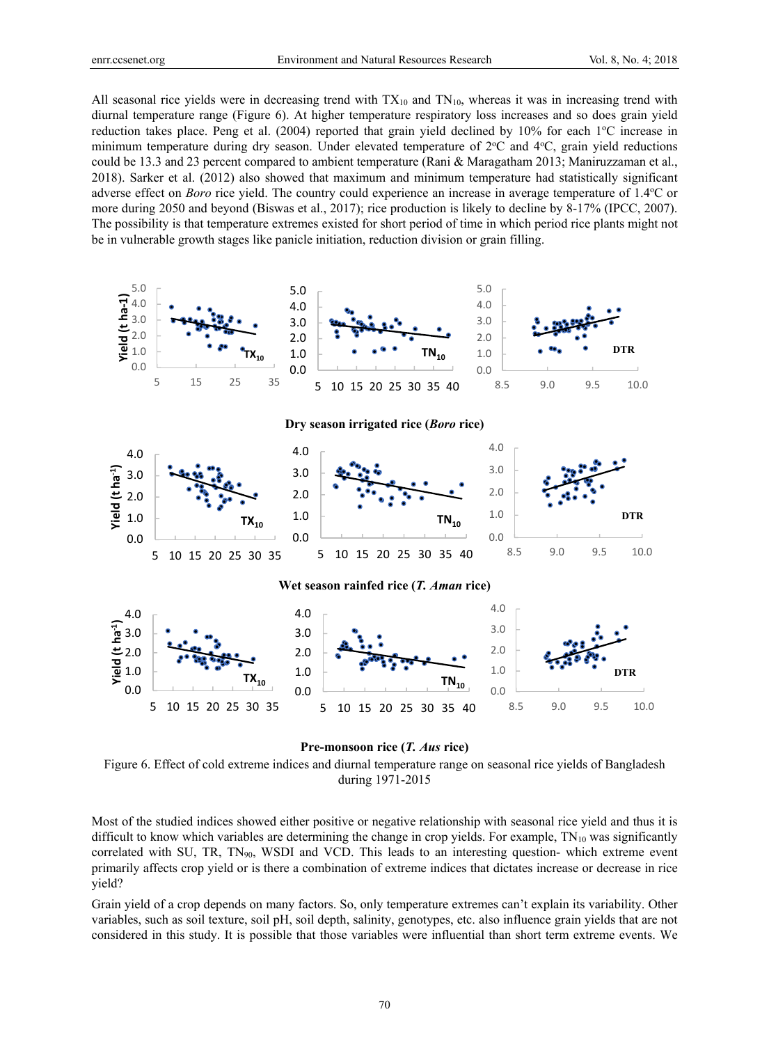All seasonal rice yields were in decreasing trend with $TX_{10}$ and $TN_{10}$, whereas it was in increasing trend with diurnal temperature range (Figure 6). At higher temperature respiratory loss increases and so does grain yield reduction takes place. Peng et al. (2004) reported that grain yield declined by 10% for each 1$^{o}$C increase in minimum temperature during dry season. Under elevated temperature of 2$^{o}$C and 4$^{o}$C, grain yield reductions could be 13.3 and 23 percent compared to ambient temperature (Rani & Maragatham 2013; Maniruzzaman et al., 2018). Sarker et al. (2012) also showed that maximum and minimum temperature had statistically significant adverse effect on *Boro* rice yield. The country could experience an increase in average temperature of 1.4$^{o}$C or more during 2050 and beyond (Biswas et al., 2017); rice production is likely to decline by 8-17% (IPCC, 2007). The possibility is that temperature extremes existed for short period of time in which period rice plants might not be in vulnerable growth stages like panicle initiation, reduction division or grain filling.

**Dry season irrigated rice (*Boro* rice)**

**Wet season rainfed rice (*T. Aman* rice)**

**Pre-monsoon rice (*T. Aus* rice)**

Figure 6. Effect of cold extreme indices and diurnal temperature range on seasonal rice yields of Bangladesh during 1971-2015

Most of the studied indices showed either positive or negative relationship with seasonal rice yield and thus it is difficult to know which variables are determining the change in crop yields. For example, $TN_{10}$ was significantly correlated with SU, TR, $TN_{90}$, WSDI and VCD. This leads to an interesting question- which extreme event primarily affects crop yield or is there a combination of extreme indices that dictates increase or decrease in rice yield?

Grain yield of a crop depends on many factors. So, only temperature extremes can't explain its variability. Other variables, such as soil texture, soil pH, soil depth, salinity, genotypes, etc. also influence grain yields that are not considered in this study. It is possible that those variables were influential than short term extreme events. We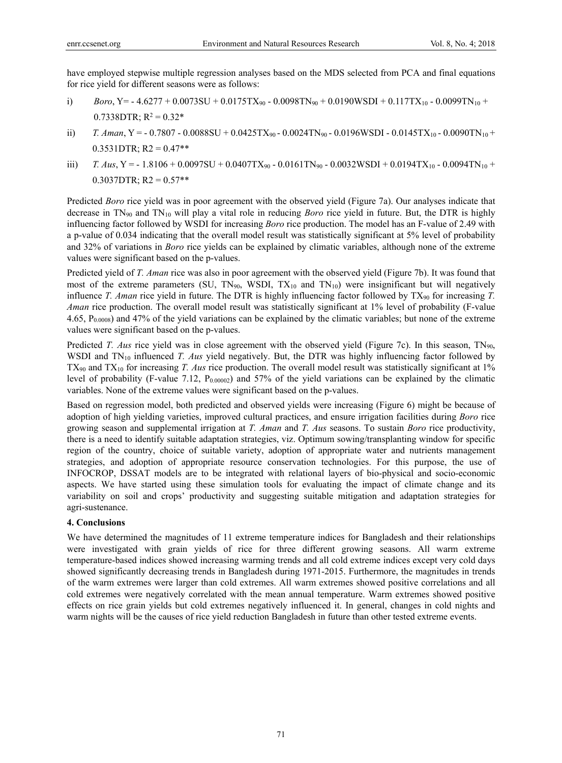have employed stepwise multiple regression analyses based on the MDS selected from PCA and final equations for rice yield for different seasons were as follows:

i) *Boro*, $Y = -4.6277 + 0.0073SU + 0.0175TX_{90} - 0.0098TN_{90} + 0.0190WSDI + 0.117TX_{10} - 0.0099TN_{10} + 0.7338DTR$; $R^2 = 0.32$*

ii) *T. Aman*, $Y = -0.7807 - 0.0088SU + 0.0425TX_{90} - 0.0024TN_{90} - 0.0196WSDI - 0.0145TX_{10} - 0.0090TN_{10} + 0.3531DTR$; $R2 = 0.47$**

iii) *T. Aus*, $Y = -1.8106 + 0.0097SU + 0.0407TX_{90} - 0.0161TN_{90} - 0.0032WSDI + 0.0194TX_{10} - 0.0094TN_{10} + 0.3037DTR$; $R2 = 0.57$**

Predicted *Boro* rice yield was in poor agreement with the observed yield (Figure 7a). Our analyses indicate that decrease in $TN_{90}$ and $TN_{10}$ will play a vital role in reducing *Boro* rice yield in future. But, the DTR is highly influencing factor followed by WSDI for increasing *Boro* rice production. The model has an F-value of 2.49 with a p-value of 0.034 indicating that the overall model result was statistically significant at 5% level of probability and 32% of variations in *Boro* rice yields can be explained by climatic variables, although none of the extreme values were significant based on the p-values.

Predicted yield of *T. Aman* rice was also in poor agreement with the observed yield (Figure 7b). It was found that most of the extreme parameters (SU, $TN_{90}$, WSDI, $TX_{10}$ and $TN_{10}$) were insignificant but will negatively influence *T. Aman* rice yield in future. The DTR is highly influencing factor followed by $TX_{90}$ for increasing *T. Aman* rice production. The overall model result was statistically significant at 1% level of probability (F-value 4.65, $P_{0.0008}$) and 47% of the yield variations can be explained by the climatic variables; but none of the extreme values were significant based on the p-values.

Predicted *T. Aus* rice yield was in close agreement with the observed yield (Figure 7c). In this season, $TN_{90}$, WSDI and $TN_{10}$ influenced *T. Aus* yield negatively. But, the DTR was highly influencing factor followed by $TX_{90}$ and $TX_{10}$ for increasing *T. Aus* rice production. The overall model result was statistically significant at 1% level of probability (F-value 7.12, $P_{0.00002}$) and 57% of the yield variations can be explained by the climatic variables. None of the extreme values were significant based on the p-values.

Based on regression model, both predicted and observed yields were increasing (Figure 6) might be because of adoption of high yielding varieties, improved cultural practices, and ensure irrigation facilities during *Boro* rice growing season and supplemental irrigation at *T. Aman* and *T. Aus* seasons. To sustain *Boro* rice productivity, there is a need to identify suitable adaptation strategies, viz. Optimum sowing/transplanting window for specific region of the country, choice of suitable variety, adoption of appropriate water and nutrients management strategies, and adoption of appropriate resource conservation technologies. For this purpose, the use of INFOCROP, DSSAT models are to be integrated with relational layers of bio-physical and socio-economic aspects. We have started using these simulation tools for evaluating the impact of climate change and its variability on soil and crops' productivity and suggesting suitable mitigation and adaptation strategies for agri-sustenance.

## 4. Conclusions

We have determined the magnitudes of 11 extreme temperature indices for Bangladesh and their relationships were investigated with grain yields of rice for three different growing seasons. All warm extreme temperature-based indices showed increasing warming trends and all cold extreme indices except very cold days showed significantly decreasing trends in Bangladesh during 1971-2015. Furthermore, the magnitudes in trends of the warm extremes were larger than cold extremes. All warm extremes showed positive correlations and all cold extremes were negatively correlated with the mean annual temperature. Warm extremes showed positive effects on rice grain yields but cold extremes negatively influenced it. In general, changes in cold nights and warm nights will be the causes of rice yield reduction Bangladesh in future than other tested extreme events.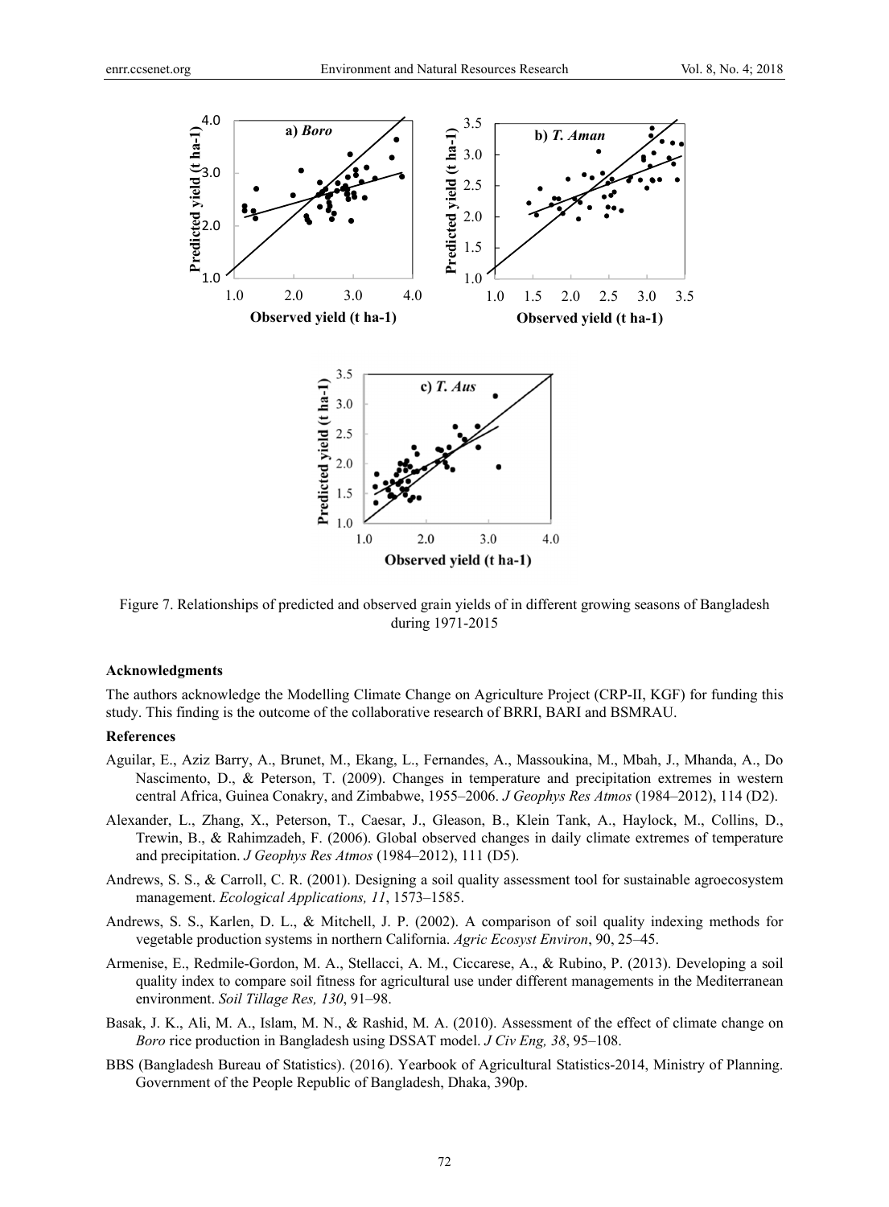Figure 7. Relationships of predicted and observed grain yields of in different growing seasons of Bangladesh during 1971-2015

### Acknowledgments

The authors acknowledge the Modelling Climate Change on Agriculture Project (CRP-II, KGF) for funding this study. This finding is the outcome of the collaborative research of BRRI, BARI and BSMRAU.

### References

Aguilar, E., Aziz Barry, A., Brunet, M., Ekang, L., Fernandes, A., Massoukina, M., Mbah, J., Mhanda, A., Do Nascimento, D., & Peterson, T. (2009). Changes in temperature and precipitation extremes in western central Africa, Guinea Conakry, and Zimbabwe, 1955–2006. *J Geophys Res Atmos* (1984–2012), 114 (D2).

Alexander, L., Zhang, X., Peterson, T., Caesar, J., Gleason, B., Klein Tank, A., Haylock, M., Collins, D., Trewin, B., & Rahimzadeh, F. (2006). Global observed changes in daily climate extremes of temperature and precipitation. *J Geophys Res Atmos* (1984–2012), 111 (D5).

Andrews, S. S., & Carroll, C. R. (2001). Designing a soil quality assessment tool for sustainable agroecosystem management. *Ecological Applications, 11*, 1573–1585.

Andrews, S. S., Karlen, D. L., & Mitchell, J. P. (2002). A comparison of soil quality indexing methods for vegetable production systems in northern California. *Agric Ecosyst Environ*, 90, 25–45.

Armenise, E., Redmile-Gordon, M. A., Stellacci, A. M., Ciccarese, A., & Rubino, P. (2013). Developing a soil quality index to compare soil fitness for agricultural use under different managements in the Mediterranean environment. *Soil Tillage Res, 130*, 91–98.

Basak, J. K., Ali, M. A., Islam, M. N., & Rashid, M. A. (2010). Assessment of the effect of climate change on *Boro* rice production in Bangladesh using DSSAT model. *J Civ Eng, 38*, 95–108.

BBS (Bangladesh Bureau of Statistics). (2016). Yearbook of Agricultural Statistics-2014, Ministry of Planning. Government of the People Republic of Bangladesh, Dhaka, 390p.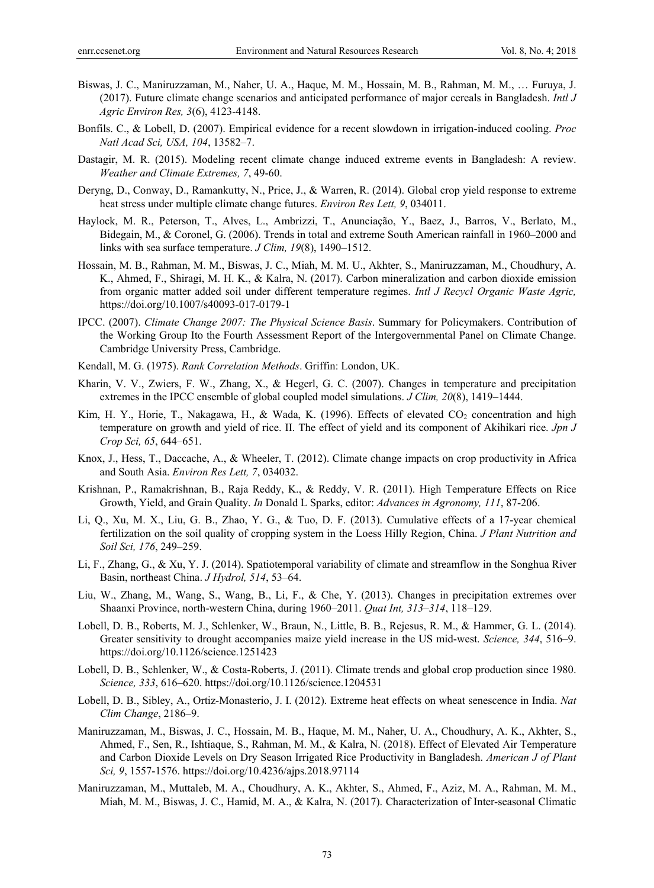Biswas, J. C., Maniruzzaman, M., Naher, U. A., Haque, M. M., Hossain, M. B., Rahman, M. M., … Furuya, J. (2017). Future climate change scenarios and anticipated performance of major cereals in Bangladesh. *Intl J Agric Environ Res, 3*(6), 4123-4148.

Bonfils. C., & Lobell, D. (2007). Empirical evidence for a recent slowdown in irrigation-induced cooling. *Proc Natl Acad Sci, USA, 104*, 13582–7.

Dastagir, M. R. (2015). Modeling recent climate change induced extreme events in Bangladesh: A review. *Weather and Climate Extremes, 7*, 49-60.

Deryng, D., Conway, D., Ramankutty, N., Price, J., & Warren, R. (2014). Global crop yield response to extreme heat stress under multiple climate change futures. *Environ Res Lett, 9*, 034011.

Haylock, M. R., Peterson, T., Alves, L., Ambrizzi, T., Anunciação, Y., Baez, J., Barros, V., Berlato, M., Bidegain, M., & Coronel, G. (2006). Trends in total and extreme South American rainfall in 1960–2000 and links with sea surface temperature. *J Clim, 19*(8), 1490–1512.

Hossain, M. B., Rahman, M. M., Biswas, J. C., Miah, M. M. U., Akhter, S., Maniruzzaman, M., Choudhury, A. K., Ahmed, F., Shiragi, M. H. K., & Kalra, N. (2017). Carbon mineralization and carbon dioxide emission from organic matter added soil under different temperature regimes. *Intl J Recycl Organic Waste Agric,* https://doi.org/10.1007/s40093-017-0179-1

IPCC. (2007). *Climate Change 2007: The Physical Science Basis*. Summary for Policymakers. Contribution of the Working Group Ito the Fourth Assessment Report of the Intergovernmental Panel on Climate Change. Cambridge University Press, Cambridge.

Kendall, M. G. (1975). *Rank Correlation Methods*. Griffin: London, UK.

Kharin, V. V., Zwiers, F. W., Zhang, X., & Hegerl, G. C. (2007). Changes in temperature and precipitation extremes in the IPCC ensemble of global coupled model simulations. *J Clim, 20*(8), 1419–1444.

Kim, H. Y., Horie, T., Nakagawa, H., & Wada, K. (1996). Effects of elevated $CO_2$ concentration and high temperature on growth and yield of rice. II. The effect of yield and its component of Akihikari rice. *Jpn J Crop Sci, 65*, 644–651.

Knox, J., Hess, T., Daccache, A., & Wheeler, T. (2012). Climate change impacts on crop productivity in Africa and South Asia. *Environ Res Lett, 7*, 034032.

Krishnan, P., Ramakrishnan, B., Raja Reddy, K., & Reddy, V. R. (2011). High Temperature Effects on Rice Growth, Yield, and Grain Quality. *In* Donald L Sparks, editor: *Advances in Agronomy, 111*, 87-206.

Li, Q., Xu, M. X., Liu, G. B., Zhao, Y. G., & Tuo, D. F. (2013). Cumulative effects of a 17-year chemical fertilization on the soil quality of cropping system in the Loess Hilly Region, China. *J Plant Nutrition and Soil Sci, 176*, 249–259.

Li, F., Zhang, G., & Xu, Y. J. (2014). Spatiotemporal variability of climate and streamflow in the Songhua River Basin, northeast China. *J Hydrol, 514*, 53–64.

Liu, W., Zhang, M., Wang, S., Wang, B., Li, F., & Che, Y. (2013). Changes in precipitation extremes over Shaanxi Province, north-western China, during 1960–2011. *Quat Int, 313–314*, 118–129.

Lobell, D. B., Roberts, M. J., Schlenker, W., Braun, N., Little, B. B., Rejesus, R. M., & Hammer, G. L. (2014). Greater sensitivity to drought accompanies maize yield increase in the US mid-west. *Science, 344*, 516–9. https://doi.org/10.1126/science.1251423

Lobell, D. B., Schlenker, W., & Costa-Roberts, J. (2011). Climate trends and global crop production since 1980. *Science, 333*, 616–620. https://doi.org/10.1126/science.1204531

Lobell, D. B., Sibley, A., Ortiz-Monasterio, J. I. (2012). Extreme heat effects on wheat senescence in India. *Nat Clim Change*, 2186–9.

Maniruzzaman, M., Biswas, J. C., Hossain, M. B., Haque, M. M., Naher, U. A., Choudhury, A. K., Akhter, S., Ahmed, F., Sen, R., Ishtiaque, S., Rahman, M. M., & Kalra, N. (2018). Effect of Elevated Air Temperature and Carbon Dioxide Levels on Dry Season Irrigated Rice Productivity in Bangladesh. *American J of Plant Sci, 9*, 1557-1576. https://doi.org/10.4236/ajps.2018.97114

Maniruzzaman, M., Muttaleb, M. A., Choudhury, A. K., Akhter, S., Ahmed, F., Aziz, M. A., Rahman, M. M., Miah, M. M., Biswas, J. C., Hamid, M. A., & Kalra, N. (2017). Characterization of Inter-seasonal Climatic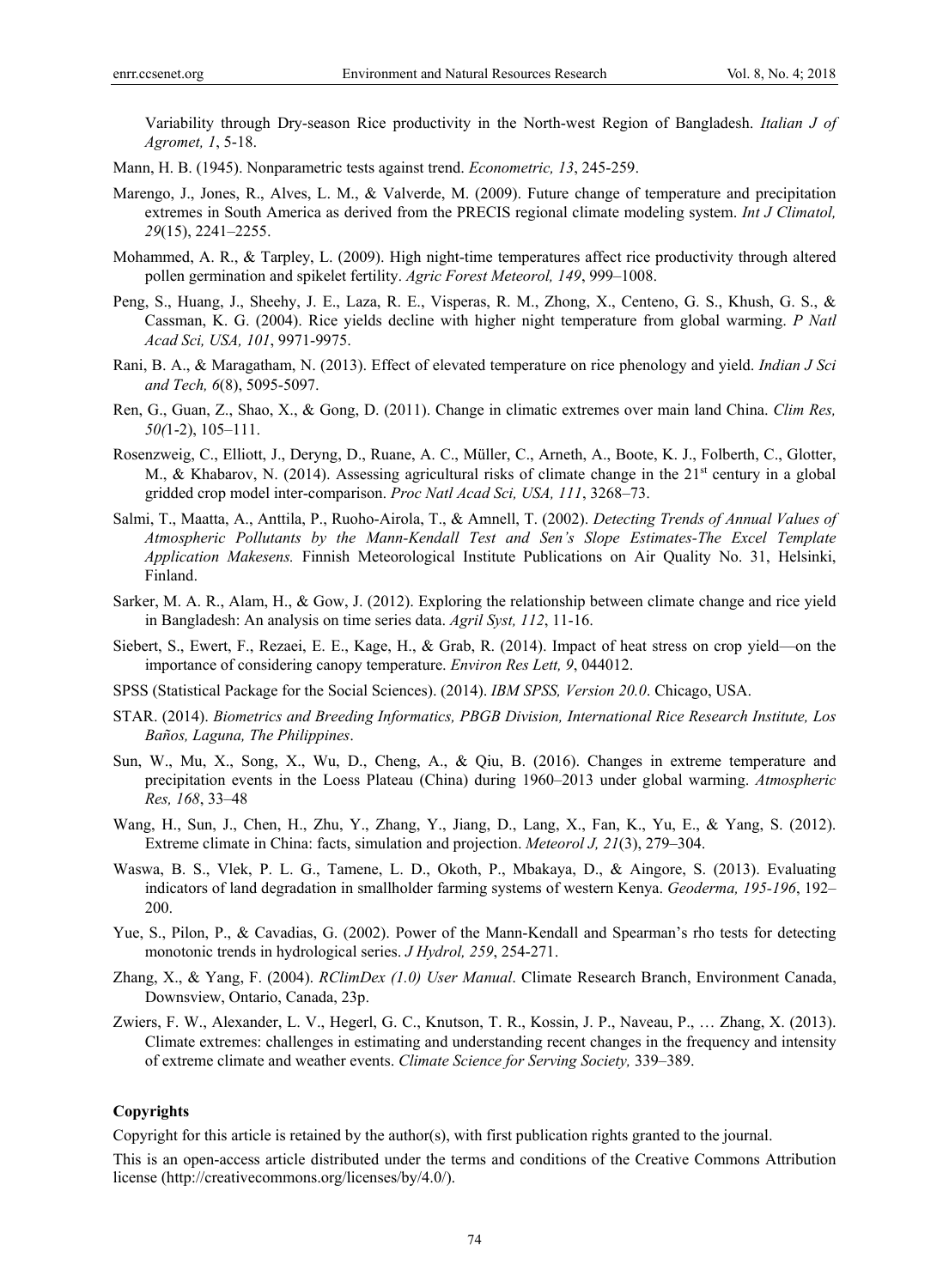Variability through Dry-season Rice productivity in the North-west Region of Bangladesh. *Italian J of Agromet, 1*, 5-18.

Mann, H. B. (1945). Nonparametric tests against trend. *Econometric, 13*, 245-259.

Marengo, J., Jones, R., Alves, L. M., & Valverde, M. (2009). Future change of temperature and precipitation extremes in South America as derived from the PRECIS regional climate modeling system. *Int J Climatol, 29*(15), 2241–2255.

Mohammed, A. R., & Tarpley, L. (2009). High night-time temperatures affect rice productivity through altered pollen germination and spikelet fertility. *Agric Forest Meteorol, 149*, 999–1008.

Peng, S., Huang, J., Sheehy, J. E., Laza, R. E., Visperas, R. M., Zhong, X., Centeno, G. S., Khush, G. S., & Cassman, K. G. (2004). Rice yields decline with higher night temperature from global warming. *P Natl Acad Sci, USA, 101*, 9971-9975.

Rani, B. A., & Maragatham, N. (2013). Effect of elevated temperature on rice phenology and yield. *Indian J Sci and Tech, 6*(8), 5095-5097.

Ren, G., Guan, Z., Shao, X., & Gong, D. (2011). Change in climatic extremes over main land China. *Clim Res, 50(*1-2), 105–111.

Rosenzweig, C., Elliott, J., Deryng, D., Ruane, A. C., Müller, C., Arneth, A., Boote, K. J., Folberth, C., Glotter, M., & Khabarov, N. (2014). Assessing agricultural risks of climate change in the 21st century in a global gridded crop model inter-comparison. *Proc Natl Acad Sci, USA, 111*, 3268–73.

Salmi, T., Maatta, A., Anttila, P., Ruoho-Airola, T., & Amnell, T. (2002). *Detecting Trends of Annual Values of Atmospheric Pollutants by the Mann-Kendall Test and Sen's Slope Estimates-The Excel Template Application Makesens.* Finnish Meteorological Institute Publications on Air Quality No. 31, Helsinki, Finland.

Sarker, M. A. R., Alam, H., & Gow, J. (2012). Exploring the relationship between climate change and rice yield in Bangladesh: An analysis on time series data. *Agril Syst, 112*, 11-16.

Siebert, S., Ewert, F., Rezaei, E. E., Kage, H., & Grab, R. (2014). Impact of heat stress on crop yield—on the importance of considering canopy temperature. *Environ Res Lett, 9*, 044012.

SPSS (Statistical Package for the Social Sciences). (2014). *IBM SPSS, Version 20.0*. Chicago, USA.

STAR. (2014). *Biometrics and Breeding Informatics, PBGB Division, International Rice Research Institute, Los Baños, Laguna, The Philippines*.

Sun, W., Mu, X., Song, X., Wu, D., Cheng, A., & Qiu, B. (2016). Changes in extreme temperature and precipitation events in the Loess Plateau (China) during 1960–2013 under global warming. *Atmospheric Res, 168*, 33–48

Wang, H., Sun, J., Chen, H., Zhu, Y., Zhang, Y., Jiang, D., Lang, X., Fan, K., Yu, E., & Yang, S. (2012). Extreme climate in China: facts, simulation and projection. *Meteorol J, 21*(3), 279–304.

Waswa, B. S., Vlek, P. L. G., Tamene, L. D., Okoth, P., Mbakaya, D., & Aingore, S. (2013). Evaluating indicators of land degradation in smallholder farming systems of western Kenya. *Geoderma, 195-196*, 192–200.

Yue, S., Pilon, P., & Cavadias, G. (2002). Power of the Mann-Kendall and Spearman's rho tests for detecting monotonic trends in hydrological series. *J Hydrol, 259*, 254-271.

Zhang, X., & Yang, F. (2004). *RClimDex (1.0) User Manual*. Climate Research Branch, Environment Canada, Downsview, Ontario, Canada, 23p.

Zwiers, F. W., Alexander, L. V., Hegerl, G. C., Knutson, T. R., Kossin, J. P., Naveau, P., … Zhang, X. (2013). Climate extremes: challenges in estimating and understanding recent changes in the frequency and intensity of extreme climate and weather events. *Climate Science for Serving Society,* 339–389.

### Copyrights

Copyright for this article is retained by the author(s), with first publication rights granted to the journal.

This is an open-access article distributed under the terms and conditions of the Creative Commons Attribution license (http://creativecommons.org/licenses/by/4.0/).